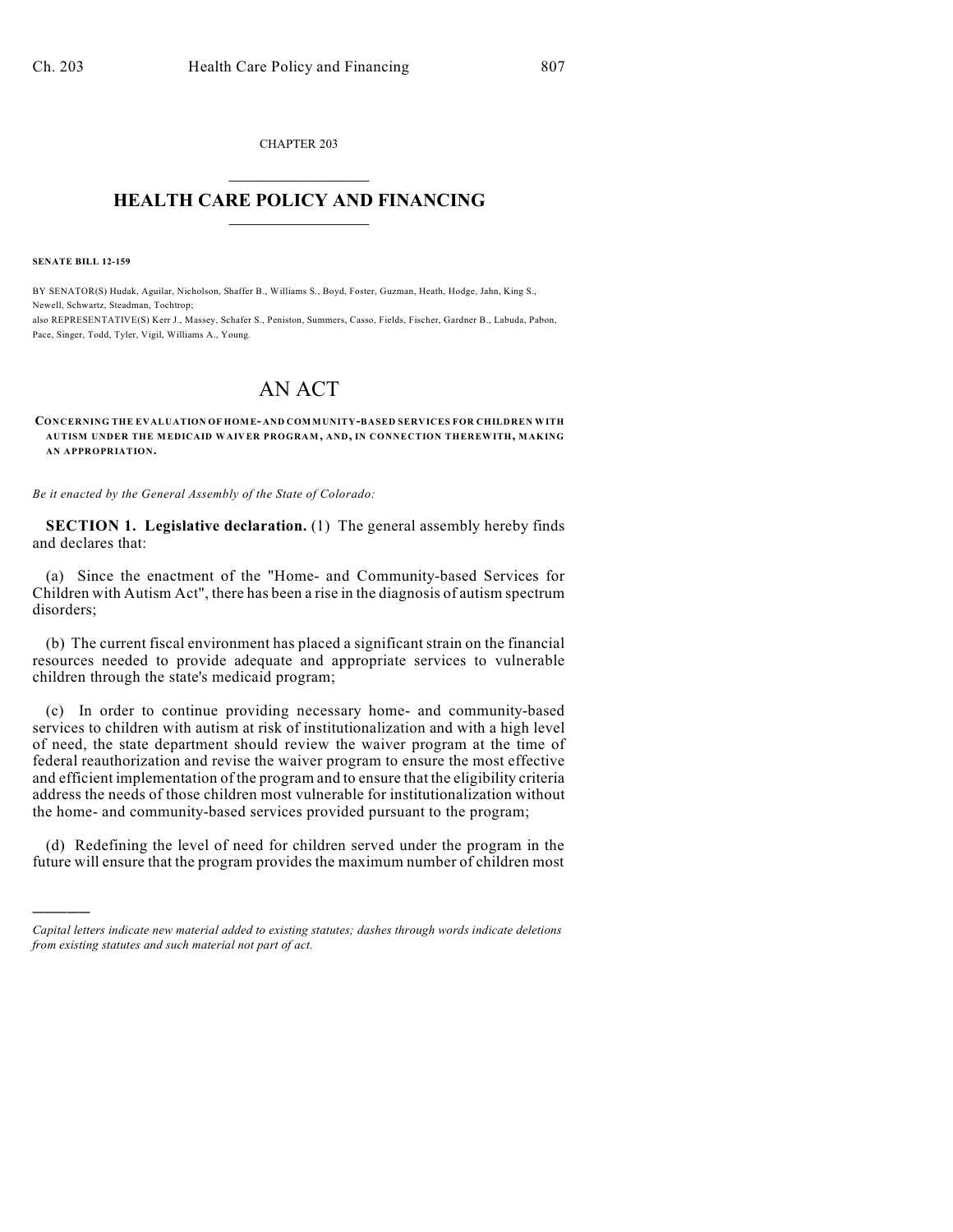CHAPTER 203

# HEALTH CARE POLICY AND FINANCING

**SENATE BILL 12-159**

BY SENATOR(S) Hudak, Aguilar, Nicholson, Shaffer B., Williams S., Boyd, Foster, Guzman, Heath, Hodge, Jahn, King S., Newell, Schwartz, Steadman, Tochtrop;
also REPRESENTATIVE(S) Kerr J., Massey, Schafer S., Peniston, Summers, Casso, Fields, Fischer, Gardner B., Labuda, Pabon, Pace, Singer, Todd, Tyler, Vigil, Williams A., Young.

# AN ACT

**CONCERNING THE EVALUATION OF HOME- AND COMMUNITY-BASED SERVICES FOR CHILDREN WITH AUTISM UNDER THE MEDICAID WAIVER PROGRAM, AND, IN CONNECTION THEREWITH, MAKING AN APPROPRIATION.**

*Be it enacted by the General Assembly of the State of Colorado:*

**SECTION 1. Legislative declaration.** (1) The general assembly hereby finds and declares that:

(a) Since the enactment of the "Home- and Community-based Services for Children with Autism Act", there has been a rise in the diagnosis of autism spectrum disorders;

(b) The current fiscal environment has placed a significant strain on the financial resources needed to provide adequate and appropriate services to vulnerable children through the state's medicaid program;

(c) In order to continue providing necessary home- and community-based services to children with autism at risk of institutionalization and with a high level of need, the state department should review the waiver program at the time of federal reauthorization and revise the waiver program to ensure the most effective and efficient implementation of the program and to ensure that the eligibility criteria address the needs of those children most vulnerable for institutionalization without the home- and community-based services provided pursuant to the program;

(d) Redefining the level of need for children served under the program in the future will ensure that the program provides the maximum number of children most

---

*Capital letters indicate new material added to existing statutes; dashes through words indicate deletions from existing statutes and such material not part of act.*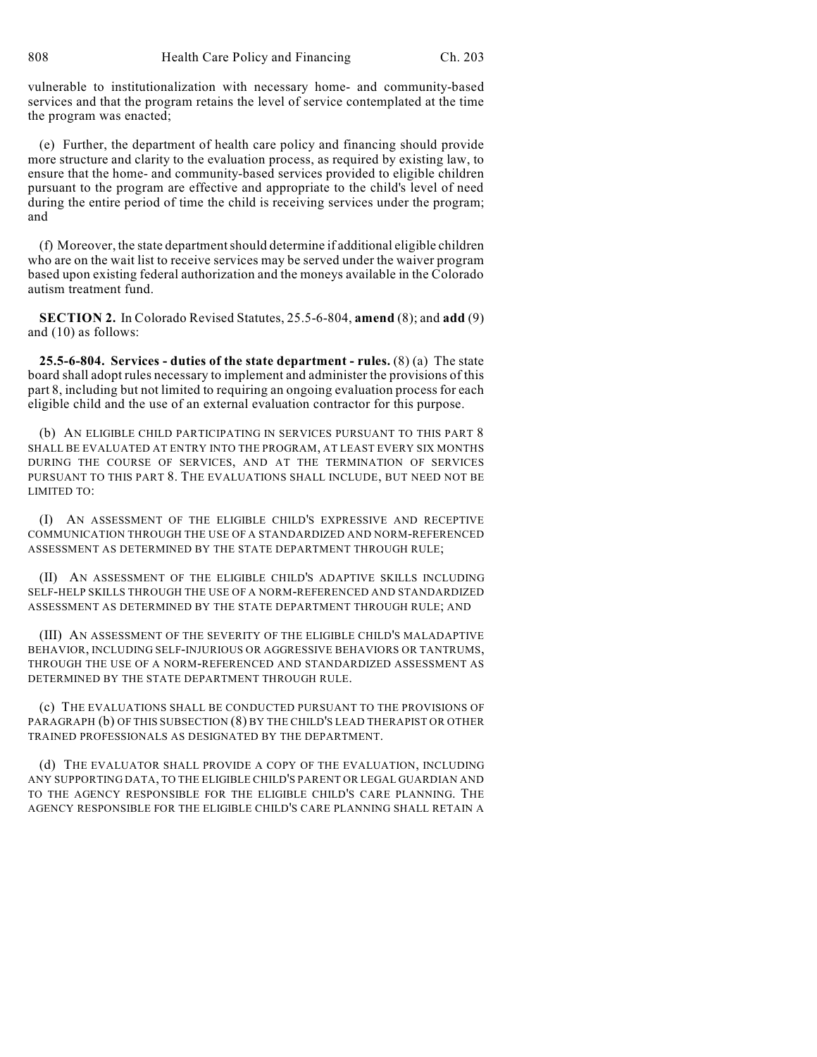vulnerable to institutionalization with necessary home- and community-based services and that the program retains the level of service contemplated at the time the program was enacted;

(e) Further, the department of health care policy and financing should provide more structure and clarity to the evaluation process, as required by existing law, to ensure that the home- and community-based services provided to eligible children pursuant to the program are effective and appropriate to the child's level of need during the entire period of time the child is receiving services under the program; and

(f) Moreover, the state department should determine if additional eligible children who are on the wait list to receive services may be served under the waiver program based upon existing federal authorization and the moneys available in the Colorado autism treatment fund.

**SECTION 2.** In Colorado Revised Statutes, 25.5-6-804, **amend** (8); and **add** (9) and (10) as follows:

**25.5-6-804. Services - duties of the state department - rules.** (8) (a) The state board shall adopt rules necessary to implement and administer the provisions of this part 8, including but not limited to requiring an ongoing evaluation process for each eligible child and the use of an external evaluation contractor for this purpose.

(b) AN ELIGIBLE CHILD PARTICIPATING IN SERVICES PURSUANT TO THIS PART 8 SHALL BE EVALUATED AT ENTRY INTO THE PROGRAM, AT LEAST EVERY SIX MONTHS DURING THE COURSE OF SERVICES, AND AT THE TERMINATION OF SERVICES PURSUANT TO THIS PART 8. THE EVALUATIONS SHALL INCLUDE, BUT NEED NOT BE LIMITED TO:

(I) AN ASSESSMENT OF THE ELIGIBLE CHILD'S EXPRESSIVE AND RECEPTIVE COMMUNICATION THROUGH THE USE OF A STANDARDIZED AND NORM-REFERENCED ASSESSMENT AS DETERMINED BY THE STATE DEPARTMENT THROUGH RULE;

(II) AN ASSESSMENT OF THE ELIGIBLE CHILD'S ADAPTIVE SKILLS INCLUDING SELF-HELP SKILLS THROUGH THE USE OF A NORM-REFERENCED AND STANDARDIZED ASSESSMENT AS DETERMINED BY THE STATE DEPARTMENT THROUGH RULE; AND

(III) AN ASSESSMENT OF THE SEVERITY OF THE ELIGIBLE CHILD'S MALADAPTIVE BEHAVIOR, INCLUDING SELF-INJURIOUS OR AGGRESSIVE BEHAVIORS OR TANTRUMS, THROUGH THE USE OF A NORM-REFERENCED AND STANDARDIZED ASSESSMENT AS DETERMINED BY THE STATE DEPARTMENT THROUGH RULE.

(c) THE EVALUATIONS SHALL BE CONDUCTED PURSUANT TO THE PROVISIONS OF PARAGRAPH (b) OF THIS SUBSECTION (8) BY THE CHILD'S LEAD THERAPIST OR OTHER TRAINED PROFESSIONALS AS DESIGNATED BY THE DEPARTMENT.

(d) THE EVALUATOR SHALL PROVIDE A COPY OF THE EVALUATION, INCLUDING ANY SUPPORTING DATA, TO THE ELIGIBLE CHILD'S PARENT OR LEGAL GUARDIAN AND TO THE AGENCY RESPONSIBLE FOR THE ELIGIBLE CHILD'S CARE PLANNING. THE AGENCY RESPONSIBLE FOR THE ELIGIBLE CHILD'S CARE PLANNING SHALL RETAIN A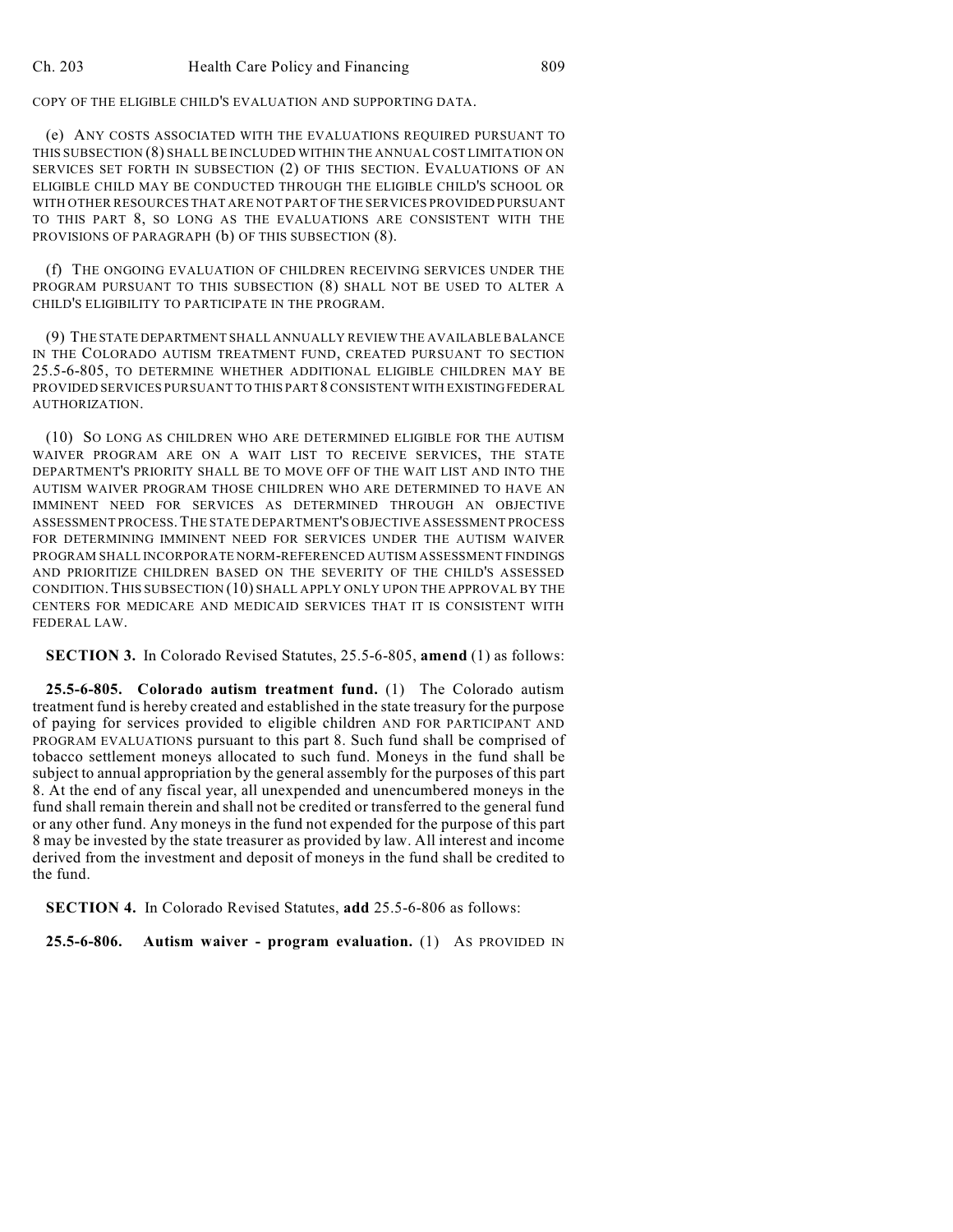COPY OF THE ELIGIBLE CHILD'S EVALUATION AND SUPPORTING DATA.

(e) ANY COSTS ASSOCIATED WITH THE EVALUATIONS REQUIRED PURSUANT TO THIS SUBSECTION (8) SHALL BE INCLUDED WITHIN THE ANNUAL COST LIMITATION ON SERVICES SET FORTH IN SUBSECTION (2) OF THIS SECTION. EVALUATIONS OF AN ELIGIBLE CHILD MAY BE CONDUCTED THROUGH THE ELIGIBLE CHILD'S SCHOOL OR WITH OTHER RESOURCES THAT ARE NOT PART OF THE SERVICES PROVIDED PURSUANT TO THIS PART 8, SO LONG AS THE EVALUATIONS ARE CONSISTENT WITH THE PROVISIONS OF PARAGRAPH (b) OF THIS SUBSECTION (8).

(f) THE ONGOING EVALUATION OF CHILDREN RECEIVING SERVICES UNDER THE PROGRAM PURSUANT TO THIS SUBSECTION (8) SHALL NOT BE USED TO ALTER A CHILD'S ELIGIBILITY TO PARTICIPATE IN THE PROGRAM.

(9) THE STATE DEPARTMENT SHALL ANNUALLY REVIEW THE AVAILABLE BALANCE IN THE COLORADO AUTISM TREATMENT FUND, CREATED PURSUANT TO SECTION 25.5-6-805, TO DETERMINE WHETHER ADDITIONAL ELIGIBLE CHILDREN MAY BE PROVIDED SERVICES PURSUANT TO THIS PART 8 CONSISTENT WITH EXISTING FEDERAL AUTHORIZATION.

(10) SO LONG AS CHILDREN WHO ARE DETERMINED ELIGIBLE FOR THE AUTISM WAIVER PROGRAM ARE ON A WAIT LIST TO RECEIVE SERVICES, THE STATE DEPARTMENT'S PRIORITY SHALL BE TO MOVE OFF OF THE WAIT LIST AND INTO THE AUTISM WAIVER PROGRAM THOSE CHILDREN WHO ARE DETERMINED TO HAVE AN IMMINENT NEED FOR SERVICES AS DETERMINED THROUGH AN OBJECTIVE ASSESSMENT PROCESS. THE STATE DEPARTMENT'S OBJECTIVE ASSESSMENT PROCESS FOR DETERMINING IMMINENT NEED FOR SERVICES UNDER THE AUTISM WAIVER PROGRAM SHALL INCORPORATE NORM-REFERENCED AUTISM ASSESSMENT FINDINGS AND PRIORITIZE CHILDREN BASED ON THE SEVERITY OF THE CHILD'S ASSESSED CONDITION. THIS SUBSECTION (10) SHALL APPLY ONLY UPON THE APPROVAL BY THE CENTERS FOR MEDICARE AND MEDICAID SERVICES THAT IT IS CONSISTENT WITH FEDERAL LAW.

**SECTION 3.** In Colorado Revised Statutes, 25.5-6-805, **amend** (1) as follows:

**25.5-6-805. Colorado autism treatment fund.** (1) The Colorado autism treatment fund is hereby created and established in the state treasury for the purpose of paying for services provided to eligible children AND FOR PARTICIPANT AND PROGRAM EVALUATIONS pursuant to this part 8. Such fund shall be comprised of tobacco settlement moneys allocated to such fund. Moneys in the fund shall be subject to annual appropriation by the general assembly for the purposes of this part 8. At the end of any fiscal year, all unexpended and unencumbered moneys in the fund shall remain therein and shall not be credited or transferred to the general fund or any other fund. Any moneys in the fund not expended for the purpose of this part 8 may be invested by the state treasurer as provided by law. All interest and income derived from the investment and deposit of moneys in the fund shall be credited to the fund.

**SECTION 4.** In Colorado Revised Statutes, **add** 25.5-6-806 as follows:

**25.5-6-806. Autism waiver - program evaluation.** (1) AS PROVIDED IN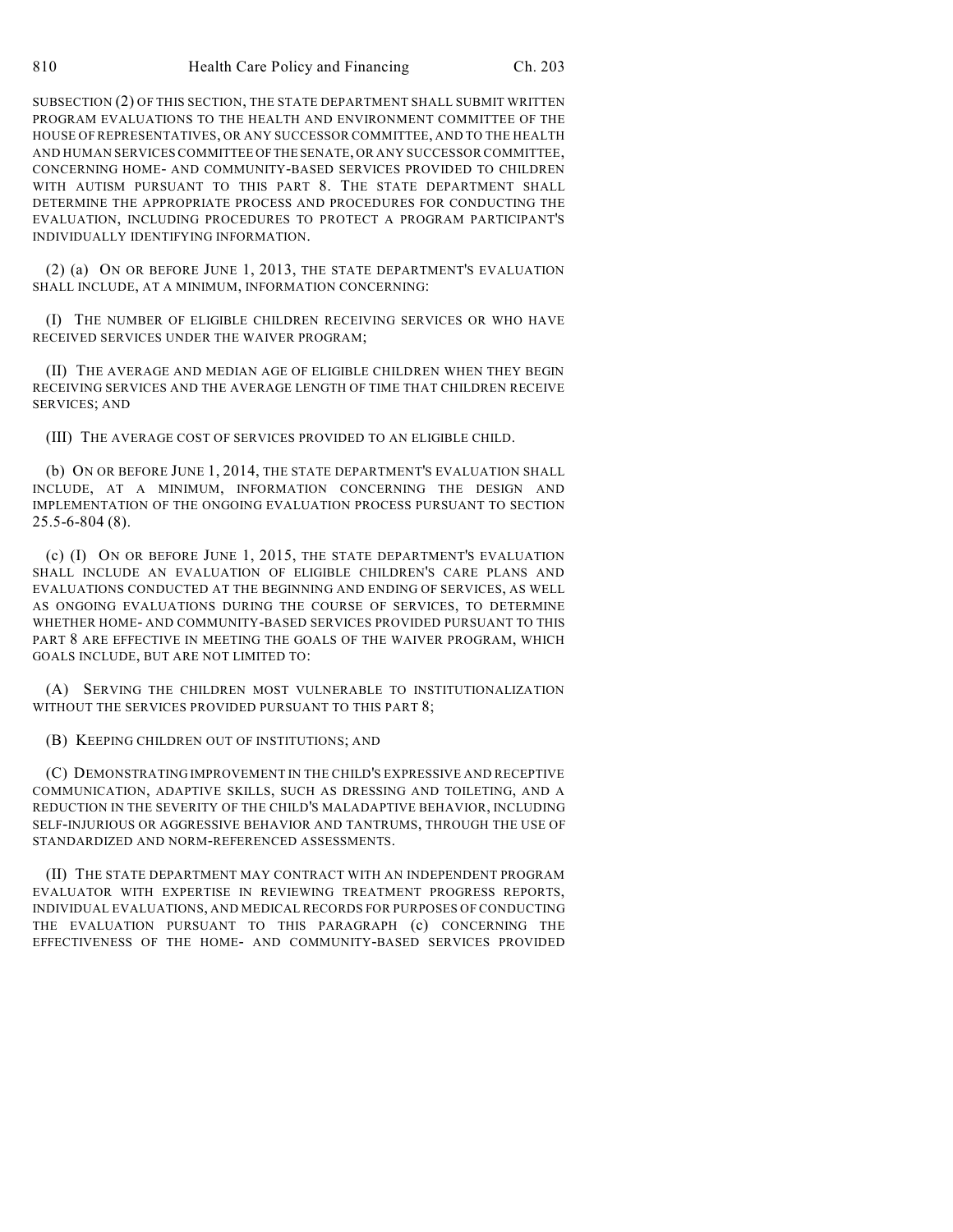SUBSECTION (2) OF THIS SECTION, THE STATE DEPARTMENT SHALL SUBMIT WRITTEN PROGRAM EVALUATIONS TO THE HEALTH AND ENVIRONMENT COMMITTEE OF THE HOUSE OF REPRESENTATIVES, OR ANY SUCCESSOR COMMITTEE, AND TO THE HEALTH AND HUMAN SERVICES COMMITTEE OF THE SENATE, OR ANY SUCCESSOR COMMITTEE, CONCERNING HOME- AND COMMUNITY-BASED SERVICES PROVIDED TO CHILDREN WITH AUTISM PURSUANT TO THIS PART 8. THE STATE DEPARTMENT SHALL DETERMINE THE APPROPRIATE PROCESS AND PROCEDURES FOR CONDUCTING THE EVALUATION, INCLUDING PROCEDURES TO PROTECT A PROGRAM PARTICIPANT'S INDIVIDUALLY IDENTIFYING INFORMATION.

(2) (a) ON OR BEFORE JUNE 1, 2013, THE STATE DEPARTMENT'S EVALUATION SHALL INCLUDE, AT A MINIMUM, INFORMATION CONCERNING:

(I) THE NUMBER OF ELIGIBLE CHILDREN RECEIVING SERVICES OR WHO HAVE RECEIVED SERVICES UNDER THE WAIVER PROGRAM;

(II) THE AVERAGE AND MEDIAN AGE OF ELIGIBLE CHILDREN WHEN THEY BEGIN RECEIVING SERVICES AND THE AVERAGE LENGTH OF TIME THAT CHILDREN RECEIVE SERVICES; AND

(III) THE AVERAGE COST OF SERVICES PROVIDED TO AN ELIGIBLE CHILD.

(b) ON OR BEFORE JUNE 1, 2014, THE STATE DEPARTMENT'S EVALUATION SHALL INCLUDE, AT A MINIMUM, INFORMATION CONCERNING THE DESIGN AND IMPLEMENTATION OF THE ONGOING EVALUATION PROCESS PURSUANT TO SECTION 25.5-6-804 (8).

(c) (I) ON OR BEFORE JUNE 1, 2015, THE STATE DEPARTMENT'S EVALUATION SHALL INCLUDE AN EVALUATION OF ELIGIBLE CHILDREN'S CARE PLANS AND EVALUATIONS CONDUCTED AT THE BEGINNING AND ENDING OF SERVICES, AS WELL AS ONGOING EVALUATIONS DURING THE COURSE OF SERVICES, TO DETERMINE WHETHER HOME- AND COMMUNITY-BASED SERVICES PROVIDED PURSUANT TO THIS PART 8 ARE EFFECTIVE IN MEETING THE GOALS OF THE WAIVER PROGRAM, WHICH GOALS INCLUDE, BUT ARE NOT LIMITED TO:

(A) SERVING THE CHILDREN MOST VULNERABLE TO INSTITUTIONALIZATION WITHOUT THE SERVICES PROVIDED PURSUANT TO THIS PART 8;

(B) KEEPING CHILDREN OUT OF INSTITUTIONS; AND

(C) DEMONSTRATING IMPROVEMENT IN THE CHILD'S EXPRESSIVE AND RECEPTIVE COMMUNICATION, ADAPTIVE SKILLS, SUCH AS DRESSING AND TOILETING, AND A REDUCTION IN THE SEVERITY OF THE CHILD'S MALADAPTIVE BEHAVIOR, INCLUDING SELF-INJURIOUS OR AGGRESSIVE BEHAVIOR AND TANTRUMS, THROUGH THE USE OF STANDARDIZED AND NORM-REFERENCED ASSESSMENTS.

(II) THE STATE DEPARTMENT MAY CONTRACT WITH AN INDEPENDENT PROGRAM EVALUATOR WITH EXPERTISE IN REVIEWING TREATMENT PROGRESS REPORTS, INDIVIDUAL EVALUATIONS, AND MEDICAL RECORDS FOR PURPOSES OF CONDUCTING THE EVALUATION PURSUANT TO THIS PARAGRAPH (c) CONCERNING THE EFFECTIVENESS OF THE HOME- AND COMMUNITY-BASED SERVICES PROVIDED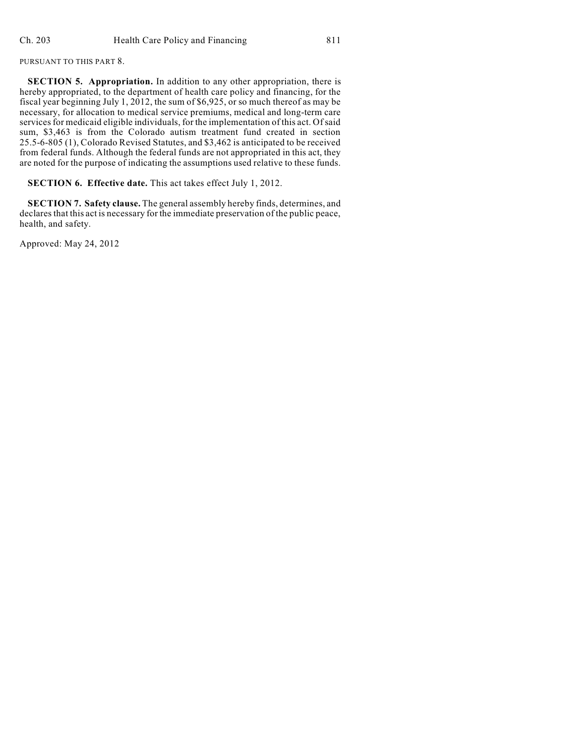PURSUANT TO THIS PART 8.

**SECTION 5. Appropriation.** In addition to any other appropriation, there is hereby appropriated, to the department of health care policy and financing, for the fiscal year beginning July 1, 2012, the sum of $6,925, or so much thereof as may be necessary, for allocation to medical service premiums, medical and long-term care services for medicaid eligible individuals, for the implementation of this act. Of said sum, $3,463 is from the Colorado autism treatment fund created in section 25.5-6-805 (1), Colorado Revised Statutes, and $3,462 is anticipated to be received from federal funds. Although the federal funds are not appropriated in this act, they are noted for the purpose of indicating the assumptions used relative to these funds.

**SECTION 6. Effective date.** This act takes effect July 1, 2012.

**SECTION 7. Safety clause.** The general assembly hereby finds, determines, and declares that this act is necessary for the immediate preservation of the public peace, health, and safety.

Approved: May 24, 2012